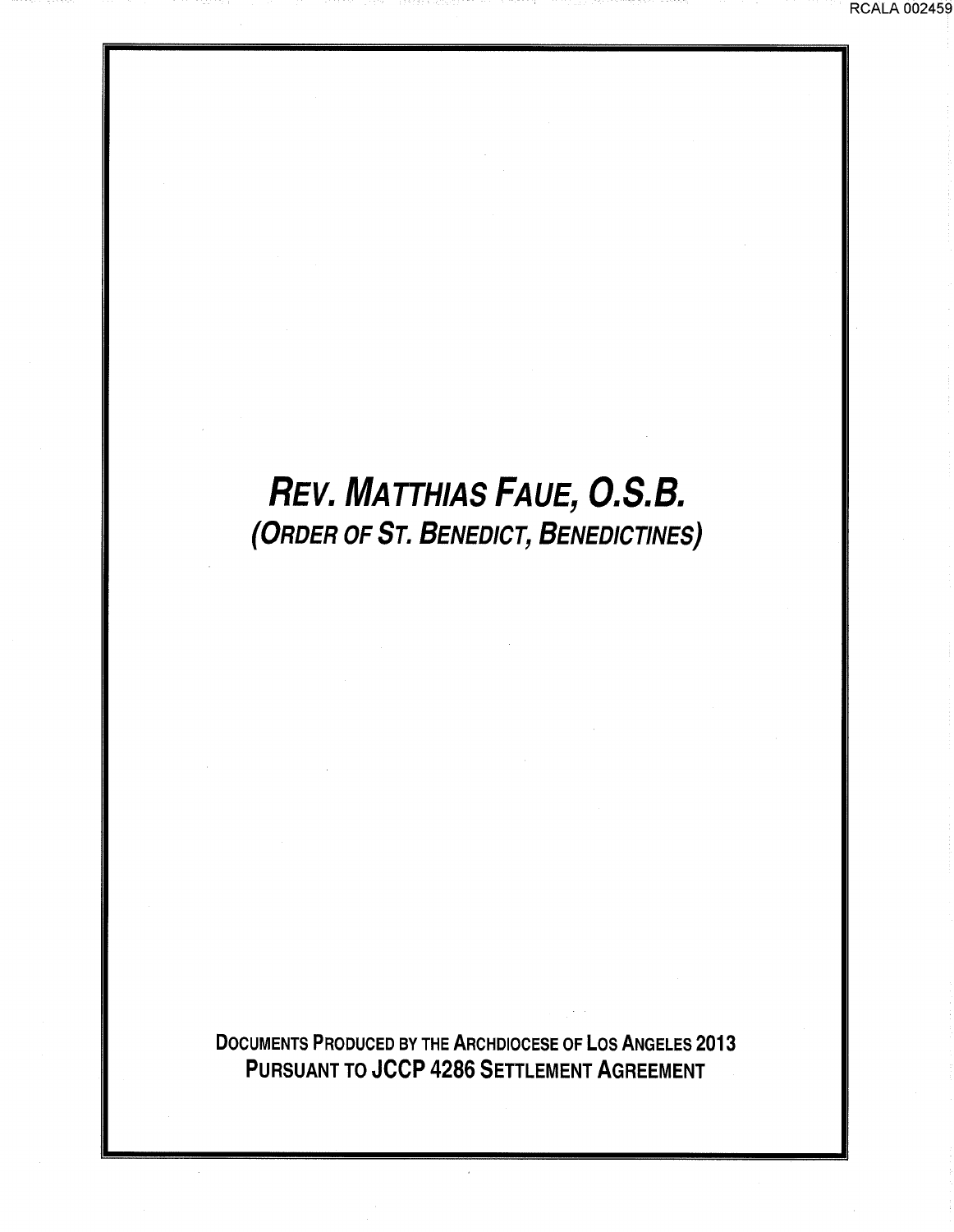# *Rev. Matthias Faue, O.S.B.*

## *(Order of St. Benedict, Benedictines)*

**Documents Produced by the Archdiocese of Los Angeles 2013**
**Pursuant to JCCP 4286 Settlement Agreement**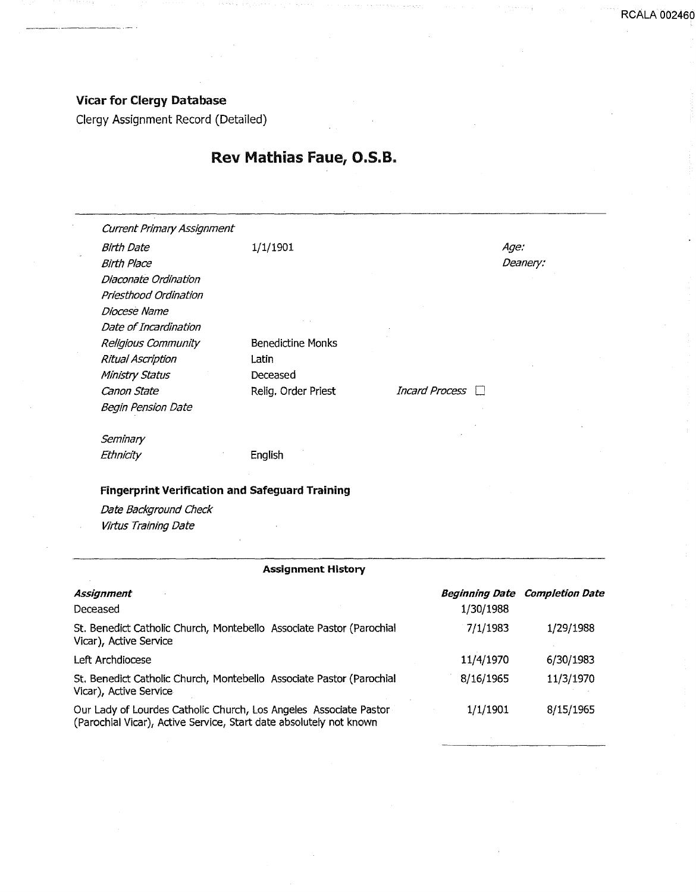**Vicar for Clergy Database**

Clergy Assignment Record (Detailed)

## Rev Mathias Faue, O.S.B.

| | | | |
|---|---|---|---|
| *Current Primary Assignment* | | | |
| *Birth Date* | 1/1/1901 | | *Age:* |
| *Birth Place* | | | *Deanery:* |
| *Diaconate Ordination* | | | |
| *Priesthood Ordination* | | | |
| *Diocese Name* | | | |
| *Date of Incardination* | | | |
| *Religious Community* | Benedictine Monks | | |
| *Ritual Ascription* | Latin | | |
| *Ministry Status* | Deceased | | |
| *Canon State* | Relig. Order Priest | *Incard Process* ☐ | |
| *Begin Pension Date* | | | |
| *Seminary* | | | |
| *Ethnicity* | English | | |

**Fingerprint Verification and Safeguard Training**

*Date Background Check*

*Virtus Training Date*

**Assignment History**

| *Assignment* | *Beginning Date* | *Completion Date* |
|---|---|---|
| Deceased | 1/30/1988 | |
| St. Benedict Catholic Church, Montebello Associate Pastor (Parochial Vicar), Active Service | 7/1/1983 | 1/29/1988 |
| Left Archdiocese | 11/4/1970 | 6/30/1983 |
| St. Benedict Catholic Church, Montebello Associate Pastor (Parochial Vicar), Active Service | 8/16/1965 | 11/3/1970 |
| Our Lady of Lourdes Catholic Church, Los Angeles Associate Pastor (Parochial Vicar), Active Service, Start date absolutely not known | 1/1/1901 | 8/15/1965 |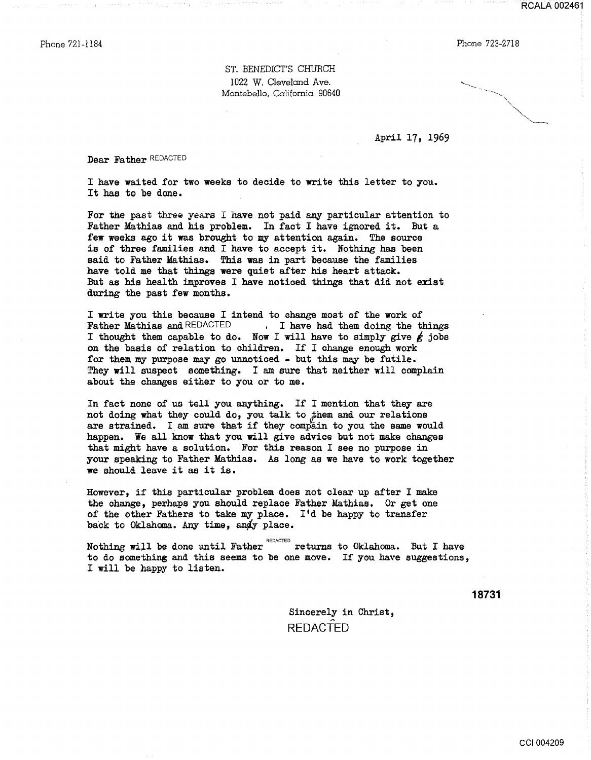Phone 721-1184

Phone 723-2718

ST. BENEDICT'S CHURCH
1022 W. Cleveland Ave.
Montebello, California 90640

April 17, 1969

Dear Father REDACTED

I have waited for two weeks to decide to write this letter to you. It has to be done.

For the past three years I have not paid any particular attention to Father Mathias and his problem. In fact I have ignored it. But a few weeks ago it was brought to my attention again. The source is of three families and I have to accept it. Nothing has been said to Father Mathias. This was in part because the families have told me that things were quiet after his heart attack. But as his health improves I have noticed things that did not exist during the past few months.

I write you this because I intend to change most of the work of Father Mathias and REDACTED . I have had them doing the things I thought them capable to do. Now I will have to simply give jobs on the basis of relation to children. If I change enough work for them my purpose may go unnoticed - but this may be futile. They will suspect something. I am sure that neither will complain about the changes either to you or to me.

In fact none of us tell you anything. If I mention that they are not doing what they could do, you talk to them and our relations are strained. I am sure that if they compain to you the same would happen. We all know that you will give advice but not make changes that might have a solution. For this reason I see no purpose in your speaking to Father Mathias. As long as we have to work together we should leave it as it is.

However, if this particular problem does not clear up after I make the change, perhaps you should replace Father Mathias. Or get one of the other Fathers to take my place. I'd be happy to transfer back to Oklahoma. Any time, any place.

Nothing will be done until Father REDACTED returns to Oklahoma. But I have to do something and this seems to be one move. If you have suggestions, I will be happy to listen.

18731

Sincerely in Christ,
REDACTED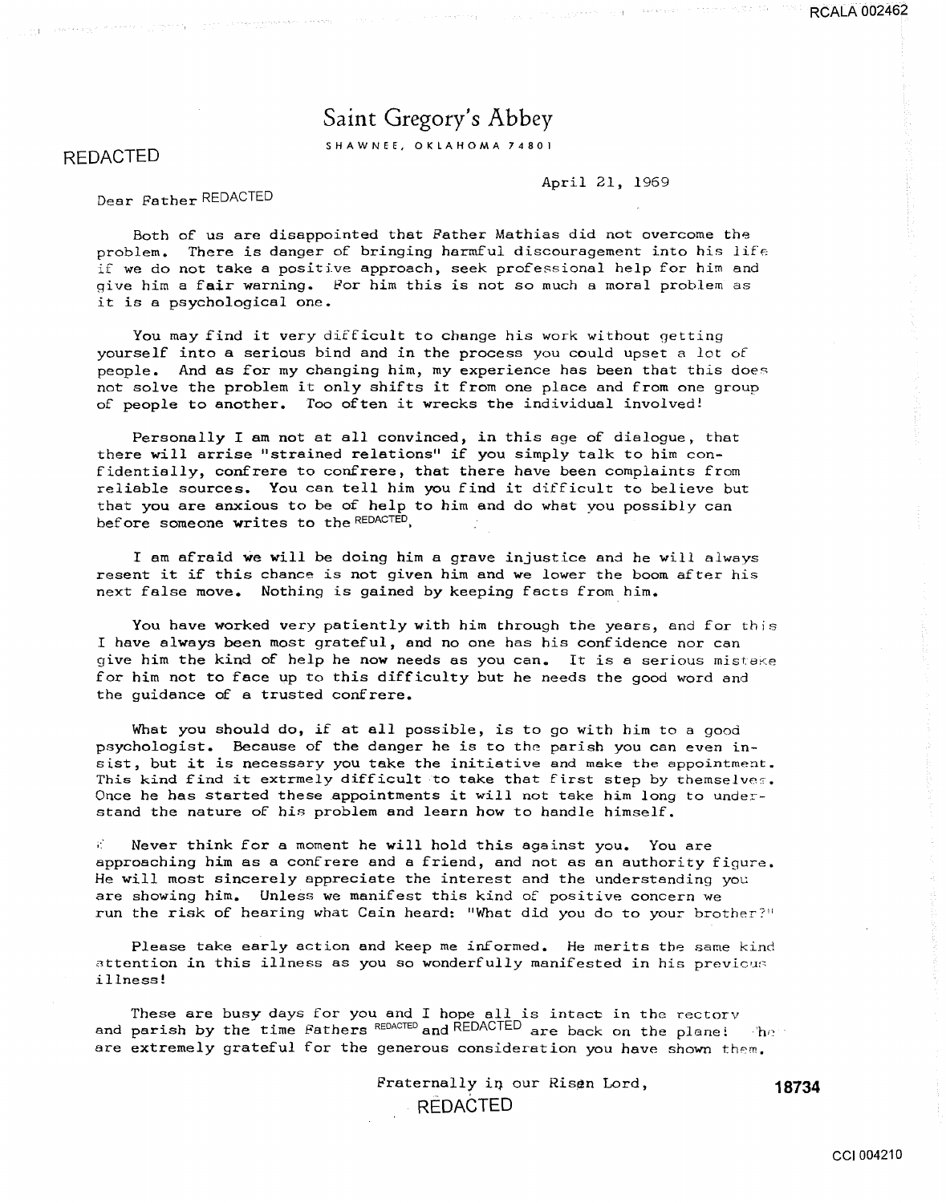# Saint Gregory's Abbey

SHAWNEE, OKLAHOMA 74801

REDACTED

April 21, 1969

Dear Father REDACTED

Both of us are disappointed that Father Mathias did not overcome the problem. There is danger of bringing harmful discouragement into his life if we do not take a positive approach, seek professional help for him and give him a fair warning. For him this is not so much a moral problem as it is a psychological one.

You may find it very difficult to change his work without getting yourself into a serious bind and in the process you could upset a lot of people. And as for my changing him, my experience has been that this does not solve the problem it only shifts it from one place and from one group of people to another. Too often it wrecks the individual involved!

Personally I am not at all convinced, in this age of dialogue, that there will arise "strained relations" if you simply talk to him confidentially, confrere to confrere, that there have been complaints from reliable sources. You can tell him you find it difficult to believe but that you are anxious to be of help to him and do what you possibly can before someone writes to the REDACTED.

I am afraid we will be doing him a grave injustice and he will always resent it if this chance is not given him and we lower the boom after his next false move. Nothing is gained by keeping facts from him.

You have worked very patiently with him through the years, and for this I have always been most grateful, and no one has his confidence nor can give him the kind of help he now needs as you can. It is a serious mistake for him not to face up to this difficulty but he needs the good word and the guidance of a trusted confrere.

What you should do, if at all possible, is to go with him to a good psychologist. Because of the danger he is to the parish you can even insist, but it is necessary you take the initiative and make the appointment. This kind find it extrmely difficult to take that first step by themselves. Once he has started these appointments it will not take him long to understand the nature of his problem and learn how to handle himself.

Never think for a moment he will hold this against you. You are approaching him as a confrere and a friend, and not as an authority figure. He will most sincerely appreciate the interest and the understanding you are showing him. Unless we manifest this kind of positive concern we run the risk of hearing what Cain heard: "What did you do to your brother?"

Please take early action and keep me informed. He merits the same kind attention in this illness as you so wonderfully manifested in his previous illness!

These are busy days for you and I hope all is intact in the rectory and parish by the time Fathers REDACTED and REDACTED are back on the plane! They are extremely grateful for the generous consideration you have shown them.

Fraternally in our Risen Lord,

REDACTED

18734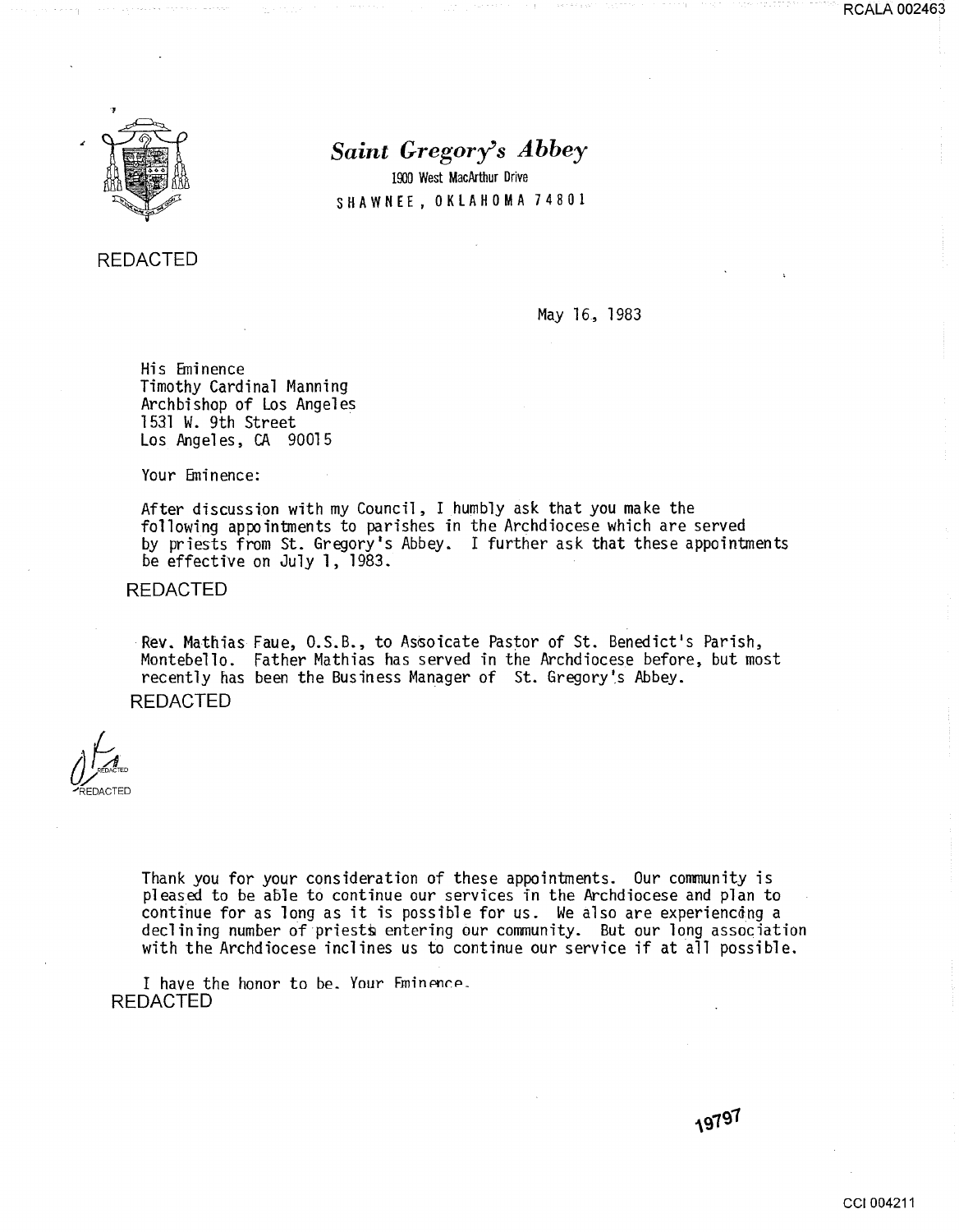# *Saint Gregory's Abbey*

1900 West MacArthur Drive
SHAWNEE, OKLAHOMA 74801

REDACTED

May 16, 1983

His Eminence
Timothy Cardinal Manning
Archbishop of Los Angeles
1531 W. 9th Street
Los Angeles, CA 90015

Your Eminence:

After discussion with my Council, I humbly ask that you make the following appointments to parishes in the Archdiocese which are served by priests from St. Gregory's Abbey. I further ask that these appointments be effective on July 1, 1983.

REDACTED

Rev. Mathias Faue, O.S.B., to Assoicate Pastor of St. Benedict's Parish, Montebello. Father Mathias has served in the Archdiocese before, but most recently has been the Business Manager of St. Gregory's Abbey.

REDACTED

REDACTED

Thank you for your consideration of these appointments. Our community is pleased to be able to continue our services in the Archdiocese and plan to continue for as long as it is possible for us. We also are experiencing a declining number of priests entering our community. But our long association with the Archdiocese inclines us to continue our service if at all possible.

I have the honor to be, Your Eminence,

REDACTED

19797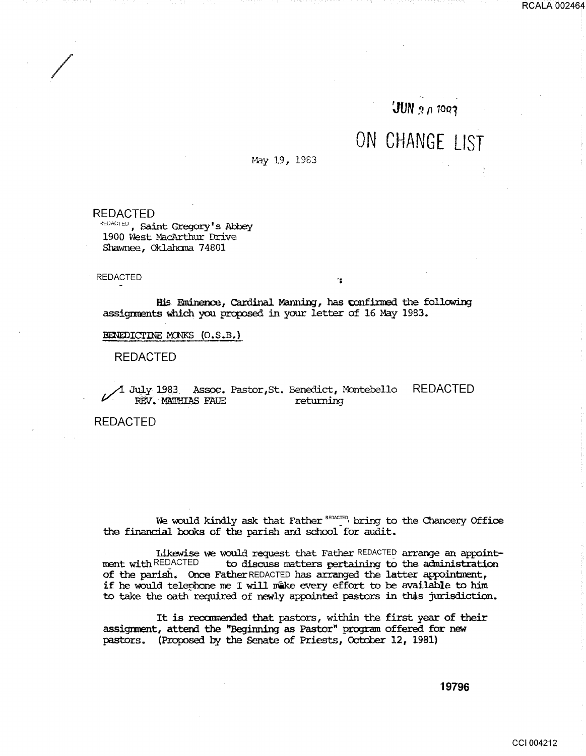JUN 30 1983

ON CHANGE LIST

May 19, 1983

REDACTED
REDACTED, Saint Gregory's Abbey
1900 West MacArthur Drive
Shawnee, Oklahoma 74801

REDACTED

His Eminence, Cardinal Manning, has confirmed the following assignments which you proposed in your letter of 16 May 1983.

BENEDICTINE MONKS (O.S.B.)

REDACTED

1 July 1983 Assoc. Pastor, St. Benedict, Montebello REDACTED
REV. MATHIAS FAUE returning

REDACTED

We would kindly ask that Father REDACTED bring to the Chancery Office the financial books of the parish and school for audit.

Likewise we would request that Father REDACTED arrange an appointment with REDACTED to discuss matters pertaining to the administration of the parish. Once Father REDACTED has arranged the latter appointment, if he would telephone me I will make every effort to be available to him to take the oath required of newly appointed pastors in this jurisdiction.

It is recommended that pastors, within the first year of their assignment, attend the "Beginning as Pastor" program offered for new pastors. (Proposed by the Senate of Priests, October 12, 1981)

19796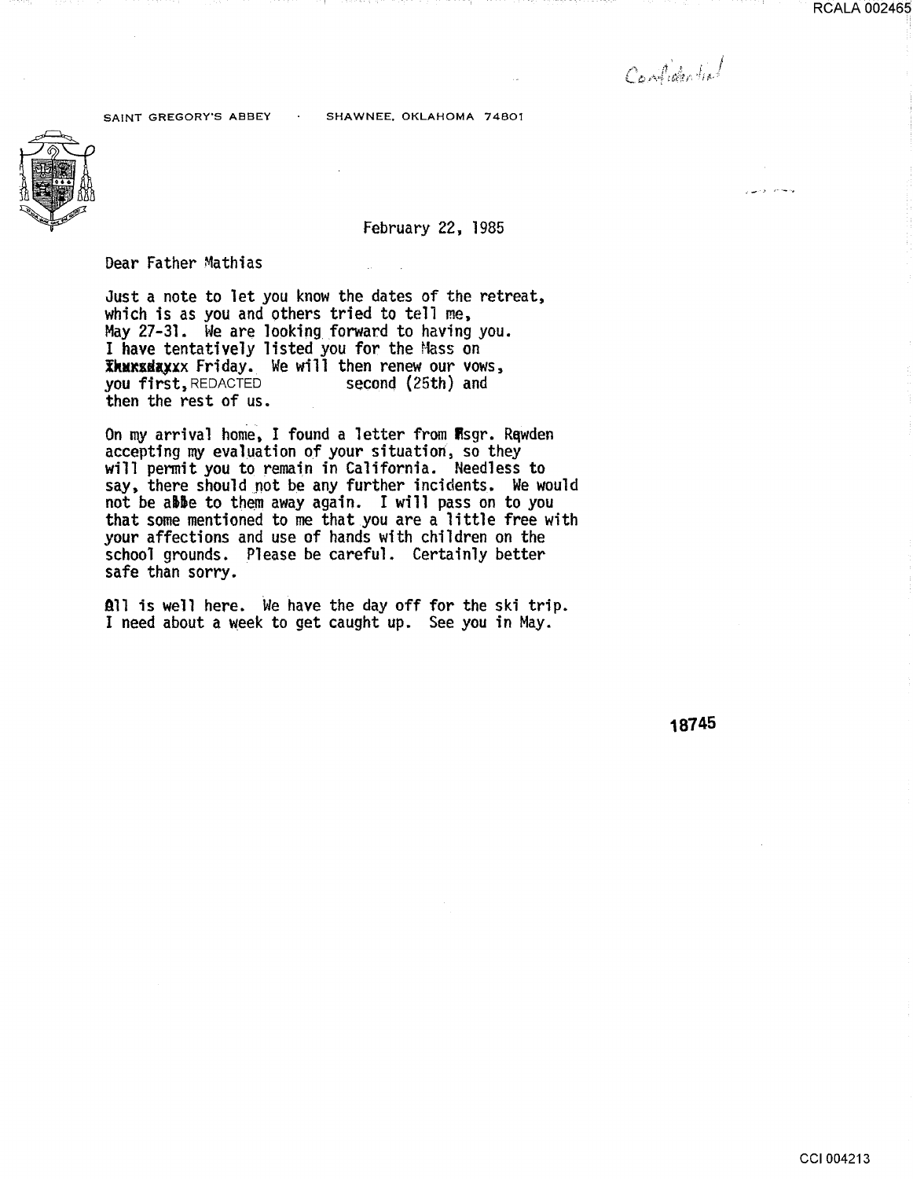Confidential

SAINT GREGORY'S ABBEY · SHAWNEE, OKLAHOMA 74801

February 22, 1985

Dear Father Mathias

Just a note to let you know the dates of the retreat, which is as you and others tried to tell me, May 27-31. We are looking forward to having you. I have tentatively listed you for the Mass on ~~Thursday~~ Friday. We will then renew our vows, you first, REDACTED second (25th) and then the rest of us.

On my arrival home, I found a letter from Msgr. Rawden accepting my evaluation of your situation, so they will permit you to remain in California. Needless to say, there should not be any further incidents. We would not be able to them away again. I will pass on to you that some mentioned to me that you are a little free with your affections and use of hands with children on the school grounds. Please be careful. Certainly better safe than sorry.

All is well here. We have the day off for the ski trip. I need about a week to get caught up. See you in May.

18745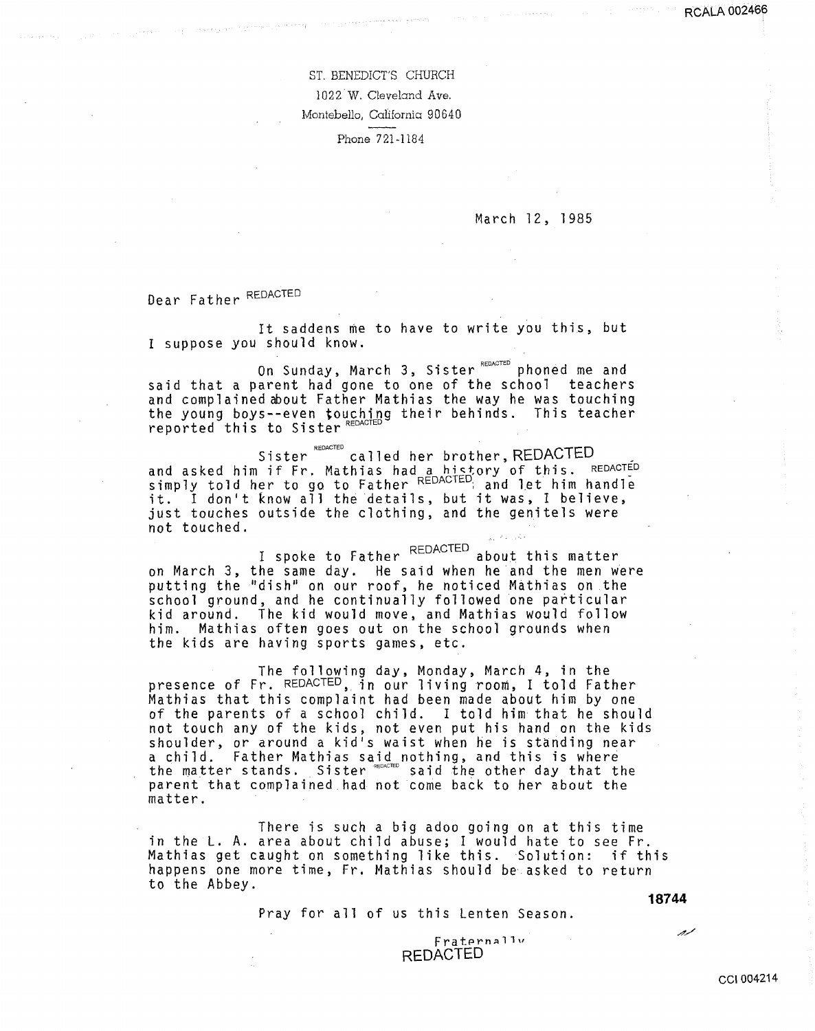ST. BENEDICT'S CHURCH
1022 W. Cleveland Ave.
Montebello, California 90640
Phone 721-1184

March 12, 1985

Dear Father REDACTED

It saddens me to have to write you this, but I suppose you should know.

On Sunday, March 3, Sister REDACTED phoned me and said that a parent had gone to one of the school teachers and complained about Father Mathias the way he was touching the young boys--even touching their behinds. This teacher reported this to Sister REDACTED

Sister REDACTED called her brother, REDACTED and asked him if Fr. Mathias had a history of this. REDACTED simply told her to go to Father REDACTED and let him handle it. I don't know all the details, but it was, I believe, just touches outside the clothing, and the genitels were not touched.

I spoke to Father REDACTED about this matter on March 3, the same day. He said when he and the men were putting the "dish" on our roof, he noticed Mathias on the school ground, and he continually followed one particular kid around. The kid would move, and Mathias would follow him. Mathias often goes out on the school grounds when the kids are having sports games, etc.

The following day, Monday, March 4, in the presence of Fr. REDACTED, in our living room, I told Father Mathias that this complaint had been made about him by one of the parents of a school child. I told him that he should not touch any of the kids, not even put his hand on the kids shoulder, or around a kid's waist when he is standing near a child. Father Mathias said nothing, and this is where the matter stands. Sister REDACTED said the other day that the parent that complained had not come back to her about the matter.

There is such a big adoo going on at this time in the L. A. area about child abuse; I would hate to see Fr. Mathias get caught on something like this. Solution: if this happens one more time, Fr. Mathias should be asked to return to the Abbey.

Pray for all of us this Lenten Season.

Fraternally
REDACTED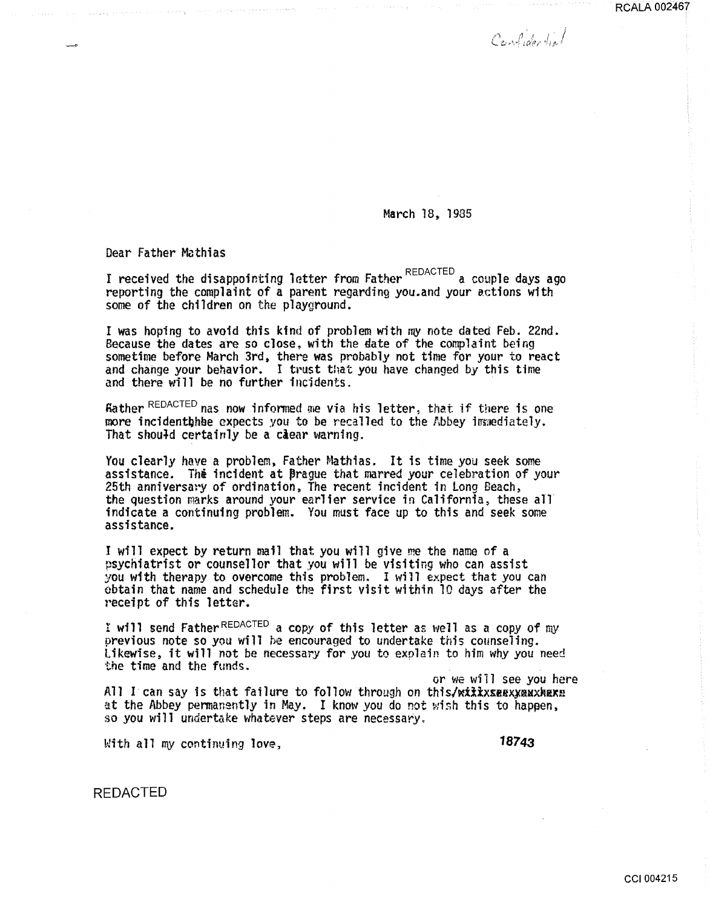*Confidential*

March 18, 1985

Dear Father Mathias

I received the disappointing letter from Father REDACTED a couple days ago reporting the complaint of a parent regarding you.and your actions with some of the children on the playground.

I was hoping to avoid this kind of problem with my note dated Feb. 22nd. Because the dates are so close, with the date of the complaint being sometime before March 3rd, there was probably not time for your to react and change your behavior. I trust that you have changed by this time and there will be no further incidents.

Father REDACTED has now informed me via his letter, that if there is one more incidenthhe expects you to be recalled to the Abbey immediately. That should certainly be a clear warning.

You clearly have a problem, Father Mathias. It is time you seek some assistance. The incident at Prague that marred your celebration of your 25th anniversary of ordination, The recent incident in Long Beach, the question marks around your earlier service in California, these all indicate a continuing problem. You must face up to this and seek some assistance.

I will expect by return mail that you will give me the name of a psychiatrist or counsellor that you will be visiting who can assist you with therapy to overcome this problem. I will expect that you can obtain that name and schedule the first visit within 10 days after the receipt of this letter.

I will send Father REDACTED a copy of this letter as well as a copy of my previous note so you will be encouraged to undertake this counseling. Likewise, it will not be necessary for you to explain to him why you need the time and the funds.

All I can say is that failure to follow through on this/~~xxxxxxxxxxxxxxxx~~ or we will see you here at the Abbey permanently in May. I know you do not wish this to happen, so you will undertake whatever steps are necessary.

With all my continuing love,

**18743**

REDACTED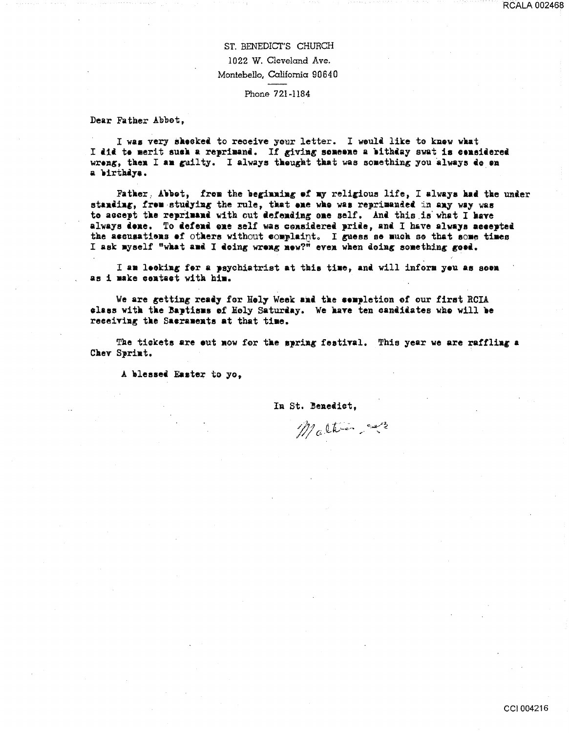ST. BENEDICT'S CHURCH
1022 W. Cleveland Ave.
Montebello, California 90640

Phone 721-1184

Dear Father Abbot,

I was very shocked to receive your letter. I would like to know what I did to merit such a reprimand. If giving someone a bithday swat is considered wrong, then I am guilty. I always thought that was something you always do on a birthdys.

Father, Abbot, from the beginning of my religious life, I always had the under standing, from studying the rule, that one who was reprimanded in any way was to accept the reprimand with out defending one self. And this is what I have always done. To defend one self was considered pride, and I have always accepted the accusations of others without complaint. I guess so much so that some times I ask myself "what amd I doing wrong now?" even when doing something good.

I am looking for a psychiatrist at this time, and will inform you as soon as i make contact with him.

We are getting ready for Holy Week and the completion of our first RCIA class with the Baptisms of Holy Saturday. We have ten candidates who will be receiving the Sacraments at that time.

The tickets are out now for the spring festival. This year we are raffling a Chev Sprint.

A blessed Easter to yo,

In St. Benedict,

Matthew [signature]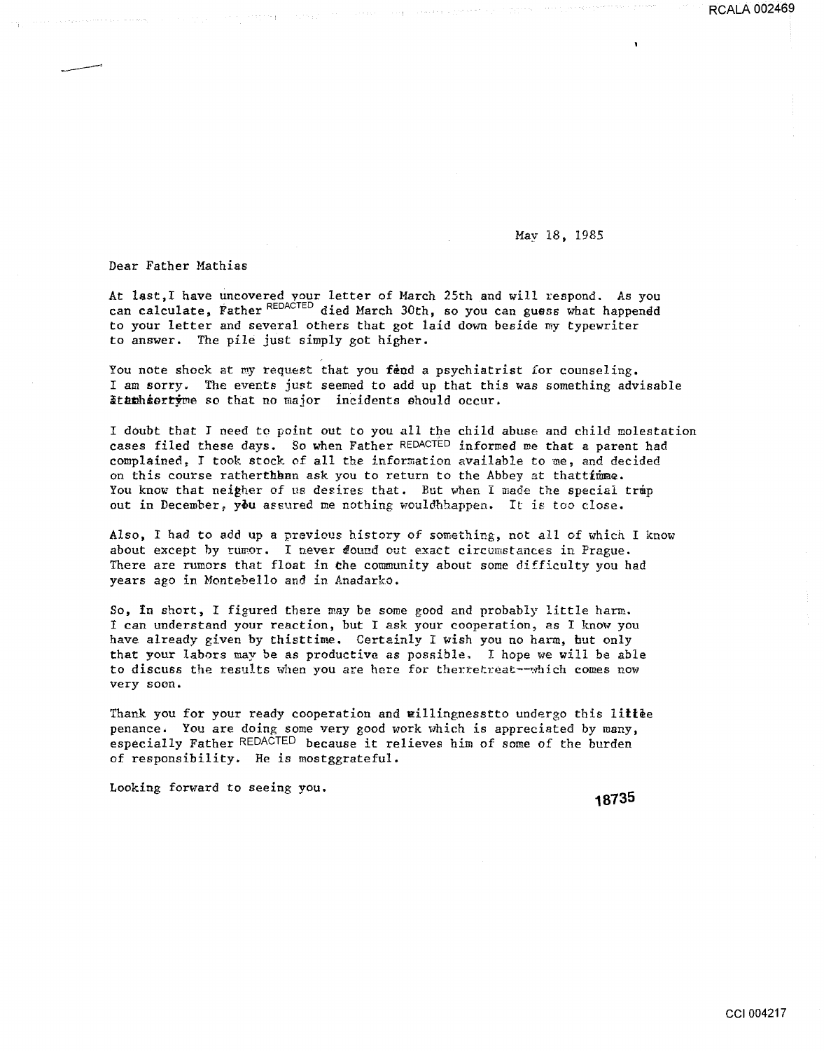May 18, 1985

Dear Father Mathias

At last,I have uncovered your letter of March 25th and will respond. As you can calculate, Father REDACTED died March 30th, so you can guess what happendd to your letter and several others that got laid down beside my typewriter to answer. The pile just simply got higher.

You note shock at my request that you fend a psychiatrist for counseling. I am sorry. The events just seemed to add up that this was something advisable atthistime so that no major incidents should occur.

I doubt that I need to point out to you all the child abuse and child molestation cases filed these days. So when Father REDACTED informed me that a parent had complained, I took stock of all the information available to me, and decided on this course ratherthhan ask you to return to the Abbey at thattime. You know that neither of us desires that. But when I made the special trip out in December, you assured me nothing wouldhhappen. It is too close.

Also, I had to add up a previous history of something, not all of which I know about except by rumor. I never found out exact circumstances in Prague. There are rumors that float in the community about some difficulty you had years ago in Montebello and in Anadarko.

So, in short, I figured there may be some good and probably little harm. I can understand your reaction, but I ask your cooperation, as I know you have already given by thisttime. Certainly I wish you no harm, but only that your labors may be as productive as possible. I hope we will be able to discuss the results when you are here for therretreat--which comes now very soon.

Thank you for your ready cooperation and willingnesstto undergo this little penance. You are doing some very good work which is appreciated by many, especially Father REDACTED because it relieves him of some of the burden of responsibility. He is mostggrateful.

Looking forward to seeing you.

**18735**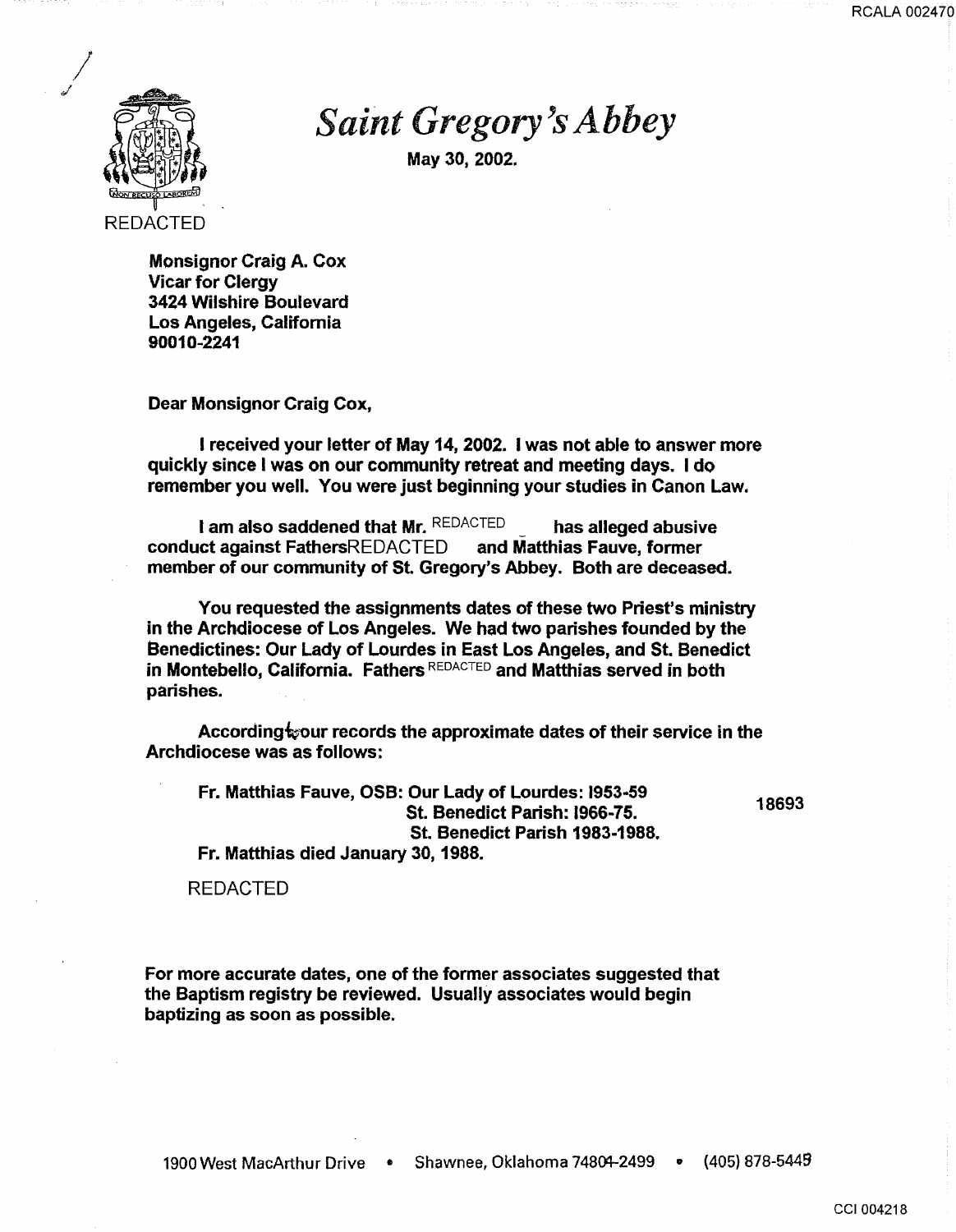# *Saint Gregory's Abbey*

May 30, 2002.

REDACTED

**Monsignor Craig A. Cox**
**Vicar for Clergy**
**3424 Wilshire Boulevard**
**Los Angeles, California**
**90010-2241**

**Dear Monsignor Craig Cox,**

**I received your letter of May 14, 2002. I was not able to answer more quickly since I was on our community retreat and meeting days. I do remember you well. You were just beginning your studies in Canon Law.**

**I am also saddened that Mr.** REDACTED **has alleged abusive conduct against Fathers**REDACTED **and Matthias Fauve, former member of our community of St. Gregory's Abbey. Both are deceased.**

**You requested the assignments dates of these two Priest's ministry in the Archdiocese of Los Angeles. We had two parishes founded by the Benedictines: Our Lady of Lourdes in East Los Angeles, and St. Benedict in Montebello, California. Fathers** REDACTED **and Matthias served in both parishes.**

**According to our records the approximate dates of their service in the Archdiocese was as follows:**

**Fr. Matthias Fauve, OSB: Our Lady of Lourdes: 1953-59**
**St. Benedict Parish: 1966-75.**
**St. Benedict Parish 1983-1988.**
**Fr. Matthias died January 30, 1988.**

18693

REDACTED

**For more accurate dates, one of the former associates suggested that the Baptism registry be reviewed. Usually associates would begin baptizing as soon as possible.**

1900 West MacArthur Drive • Shawnee, Oklahoma 74804-2499 • (405) 878-5449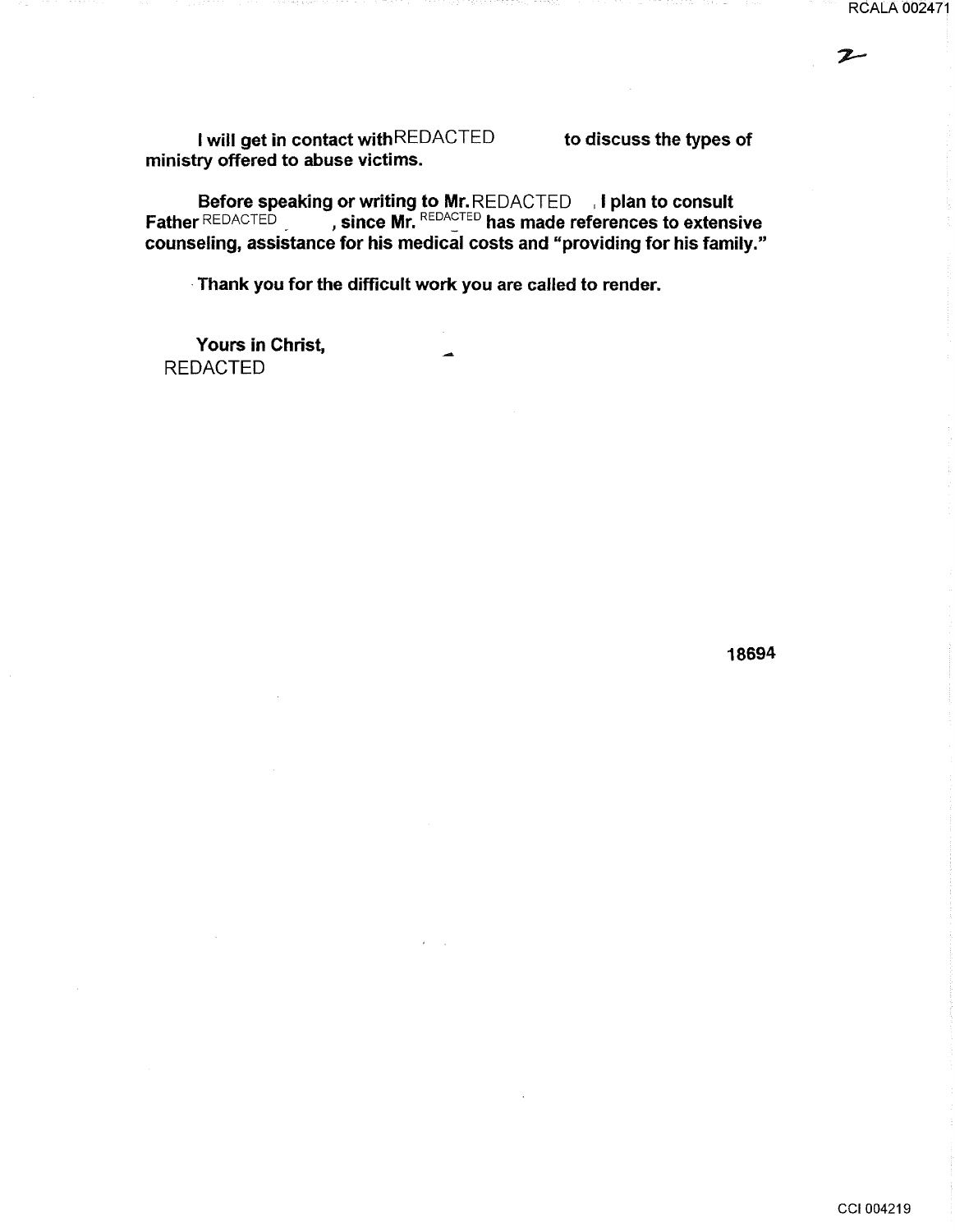**I will get in contact with** REDACTED **to discuss the types of ministry offered to abuse victims.**

**Before speaking or writing to Mr.** REDACTED**, I plan to consult Father** REDACTED**, since Mr.** REDACTED **has made references to extensive counseling, assistance for his medical costs and "providing for his family."**

**Thank you for the difficult work you are called to render.**

**Yours in Christ,**
REDACTED

**18694**